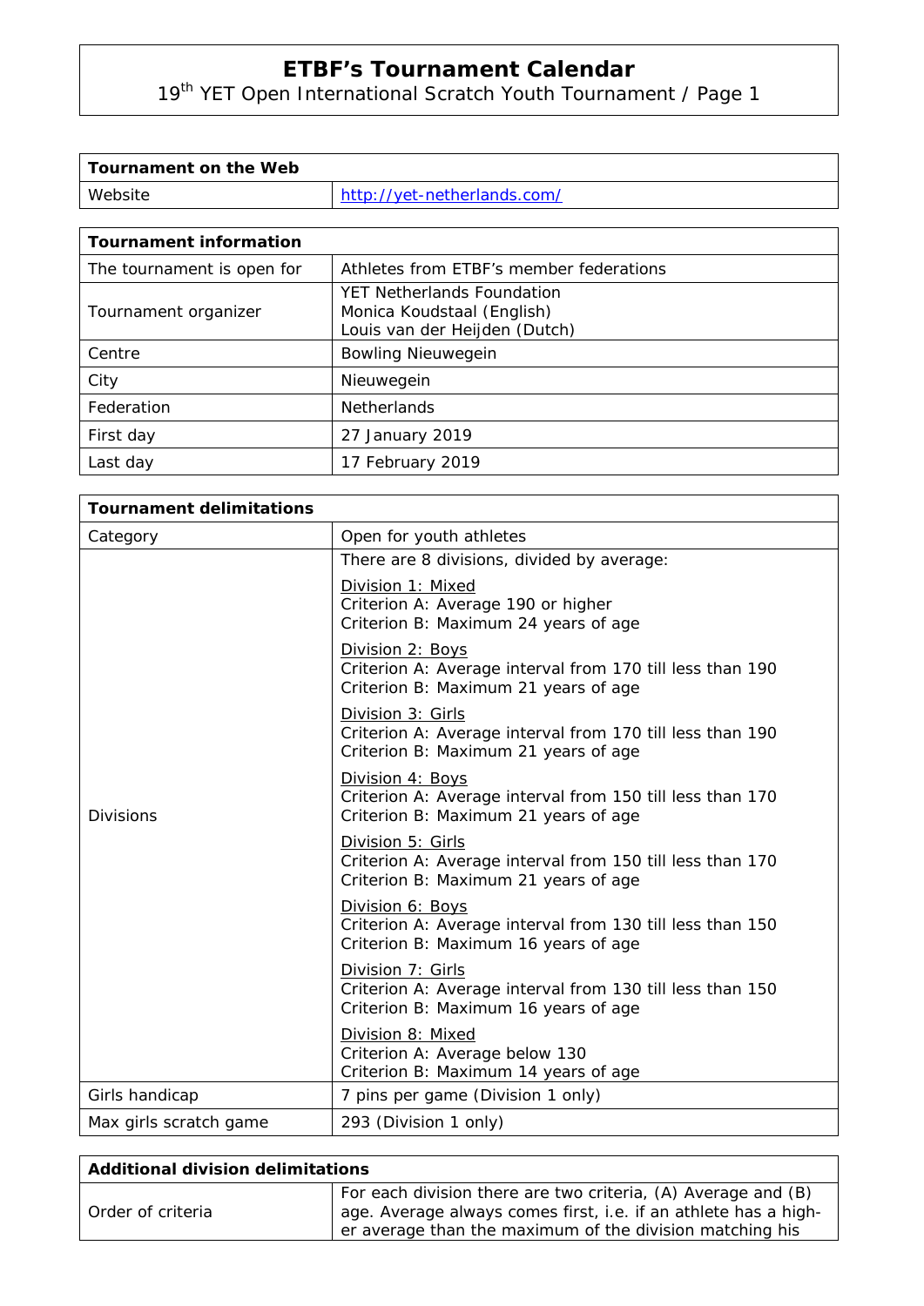# ETBF's Tournament Calendar

19th YET Open International Scratch Youth Tournament / Page 1

| Tournament on the Web | |
|---|---|
| Website | http://yet-netherlands.com/ |

| Tournament information | |
|---|---|
| The tournament is open for | Athletes from ETBF's member federations |
| Tournament organizer | YET Netherlands Foundation<br>Monica Koudstaal (English)<br>Louis van der Heijden (Dutch) |
| Centre | Bowling Nieuwegein |
| City | Nieuwegein |
| Federation | Netherlands |
| First day | 27 January 2019 |
| Last day | 17 February 2019 |

| Tournament delimitations | |
|---|---|
| Category | Open for youth athletes |
| Divisions | There are 8 divisions, divided by average:<br><br>Division 1: Mixed<br>Criterion A: Average 190 or higher<br>Criterion B: Maximum 24 years of age<br><br>Division 2: Boys<br>Criterion A: Average interval from 170 till less than 190<br>Criterion B: Maximum 21 years of age<br><br>Division 3: Girls<br>Criterion A: Average interval from 170 till less than 190<br>Criterion B: Maximum 21 years of age<br><br>Division 4: Boys<br>Criterion A: Average interval from 150 till less than 170<br>Criterion B: Maximum 21 years of age<br><br>Division 5: Girls<br>Criterion A: Average interval from 150 till less than 170<br>Criterion B: Maximum 21 years of age<br><br>Division 6: Boys<br>Criterion A: Average interval from 130 till less than 150<br>Criterion B: Maximum 16 years of age<br><br>Division 7: Girls<br>Criterion A: Average interval from 130 till less than 150<br>Criterion B: Maximum 16 years of age<br><br>Division 8: Mixed<br>Criterion A: Average below 130<br>Criterion B: Maximum 14 years of age |
| Girls handicap | 7 pins per game (Division 1 only) |
| Max girls scratch game | 293 (Division 1 only) |

| Additional division delimitations | |
|---|---|
| Order of criteria | For each division there are two criteria, (A) Average and (B) age. Average always comes first, i.e. if an athlete has a higher average than the maximum of the division matching his |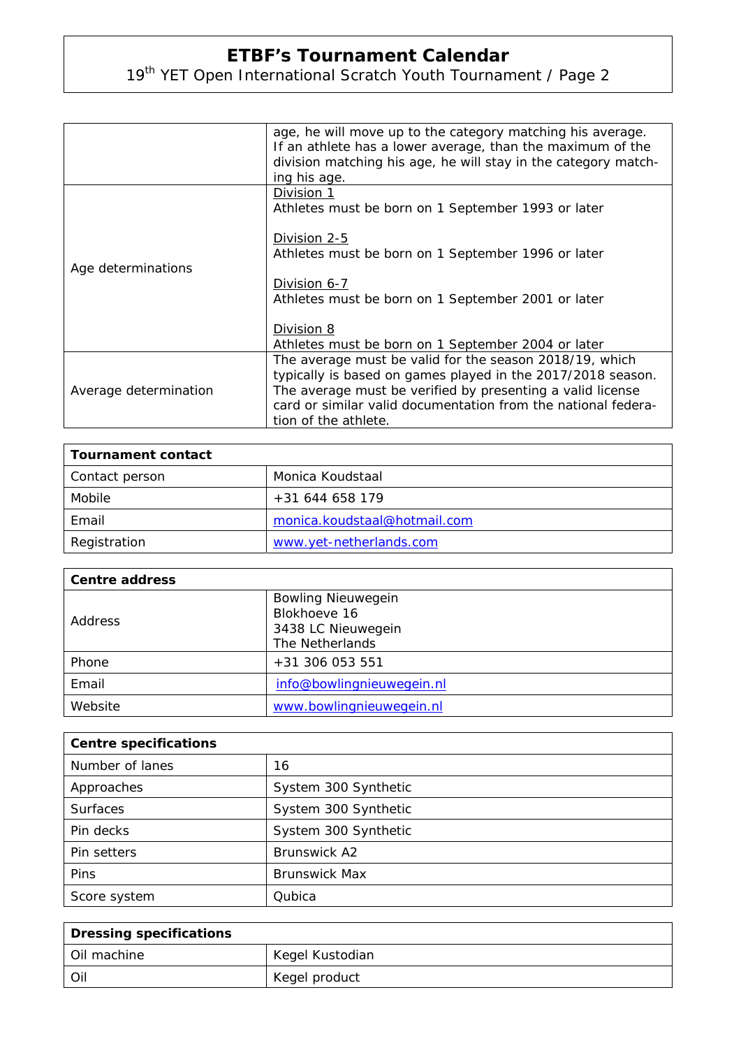| | |
|---|---|
| | age, he will move up to the category matching his average. If an athlete has a lower average, than the maximum of the division matching his age, he will stay in the category matching his age. |
| Age determinations | Division 1<br>Athletes must be born on 1 September 1993 or later<br><br>Division 2-5<br>Athletes must be born on 1 September 1996 or later<br><br>Division 6-7<br>Athletes must be born on 1 September 2001 or later<br><br>Division 8<br>Athletes must be born on 1 September 2004 or later |
| Average determination | The average must be valid for the season 2018/19, which typically is based on games played in the 2017/2018 season. The average must be verified by presenting a valid license card or similar valid documentation from the national federation of the athlete. |

| **Tournament contact** | |
|---|---|
| Contact person | Monica Koudstaal |
| Mobile | +31 644 658 179 |
| Email | monica.koudstaal@hotmail.com |
| Registration | www.yet-netherlands.com |

| **Centre address** | |
|---|---|
| Address | Bowling Nieuwegein<br>Blokhoeve 16<br>3438 LC Nieuwegein<br>The Netherlands |
| Phone | +31 306 053 551 |
| Email | info@bowlingnieuwegein.nl |
| Website | www.bowlingnieuwegein.nl |

| **Centre specifications** | |
|---|---|
| Number of lanes | 16 |
| Approaches | System 300 Synthetic |
| Surfaces | System 300 Synthetic |
| Pin decks | System 300 Synthetic |
| Pin setters | Brunswick A2 |
| Pins | Brunswick Max |
| Score system | Qubica |

| **Dressing specifications** | |
|---|---|
| Oil machine | Kegel Kustodian |
| Oil | Kegel product |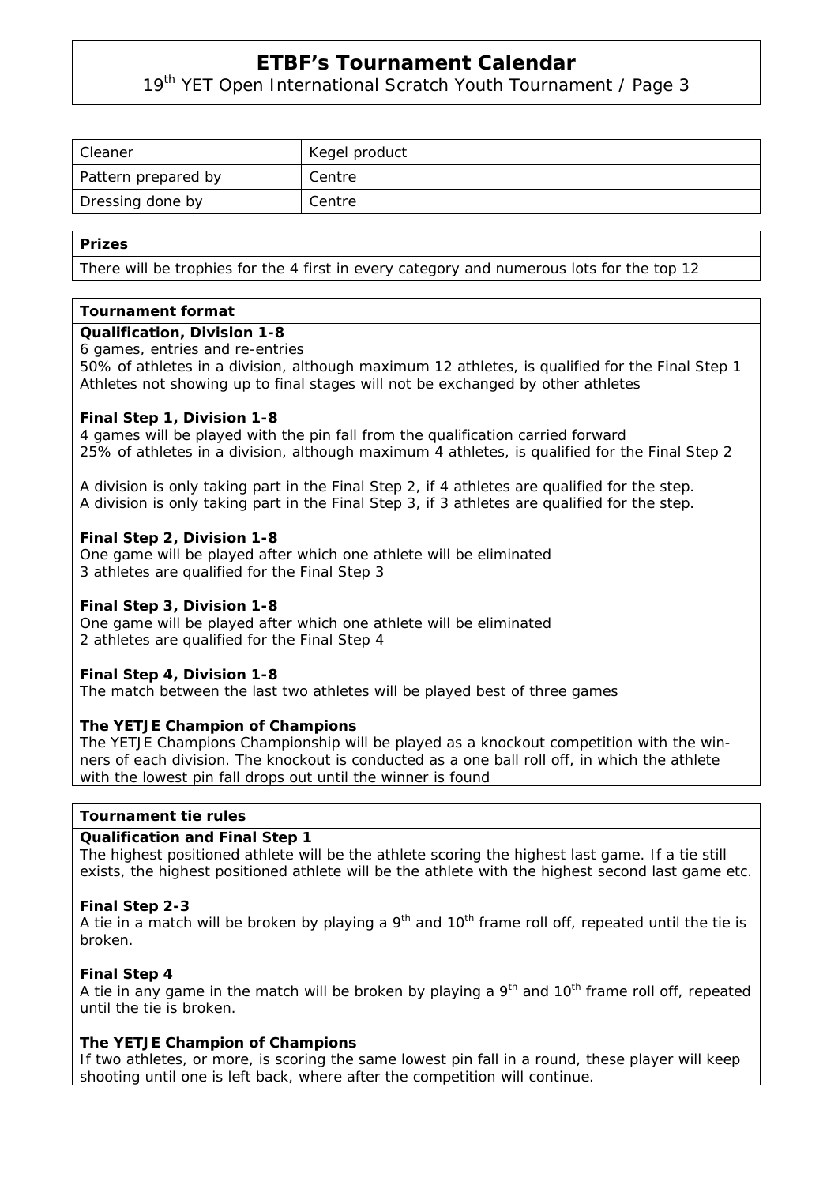| Cleaner | Kegel product |
| --- | --- |
| Pattern prepared by | Centre |
| Dressing done by | Centre |

**Prizes**

There will be trophies for the 4 first in every category and numerous lots for the top 12

**Tournament format**

**Qualification, Division 1-8**

6 games, entries and re-entries
50% of athletes in a division, although maximum 12 athletes, is qualified for the Final Step 1
Athletes not showing up to final stages will not be exchanged by other athletes

**Final Step 1, Division 1-8**

4 games will be played with the pin fall from the qualification carried forward
25% of athletes in a division, although maximum 4 athletes, is qualified for the Final Step 2

A division is only taking part in the Final Step 2, if 4 athletes are qualified for the step.
A division is only taking part in the Final Step 3, if 3 athletes are qualified for the step.

**Final Step 2, Division 1-8**

One game will be played after which one athlete will be eliminated
3 athletes are qualified for the Final Step 3

**Final Step 3, Division 1-8**

One game will be played after which one athlete will be eliminated
2 athletes are qualified for the Final Step 4

**Final Step 4, Division 1-8**

The match between the last two athletes will be played best of three games

**The YETJE Champion of Champions**

The YETJE Champions Championship will be played as a knockout competition with the winners of each division. The knockout is conducted as a one ball roll off, in which the athlete with the lowest pin fall drops out until the winner is found

**Tournament tie rules**

**Qualification and Final Step 1**

The highest positioned athlete will be the athlete scoring the highest last game. If a tie still exists, the highest positioned athlete will be the athlete with the highest second last game etc.

**Final Step 2-3**

A tie in a match will be broken by playing a 9th and 10th frame roll off, repeated until the tie is broken.

**Final Step 4**

A tie in any game in the match will be broken by playing a 9th and 10th frame roll off, repeated until the tie is broken.

**The YETJE Champion of Champions**

If two athletes, or more, is scoring the same lowest pin fall in a round, these player will keep shooting until one is left back, where after the competition will continue.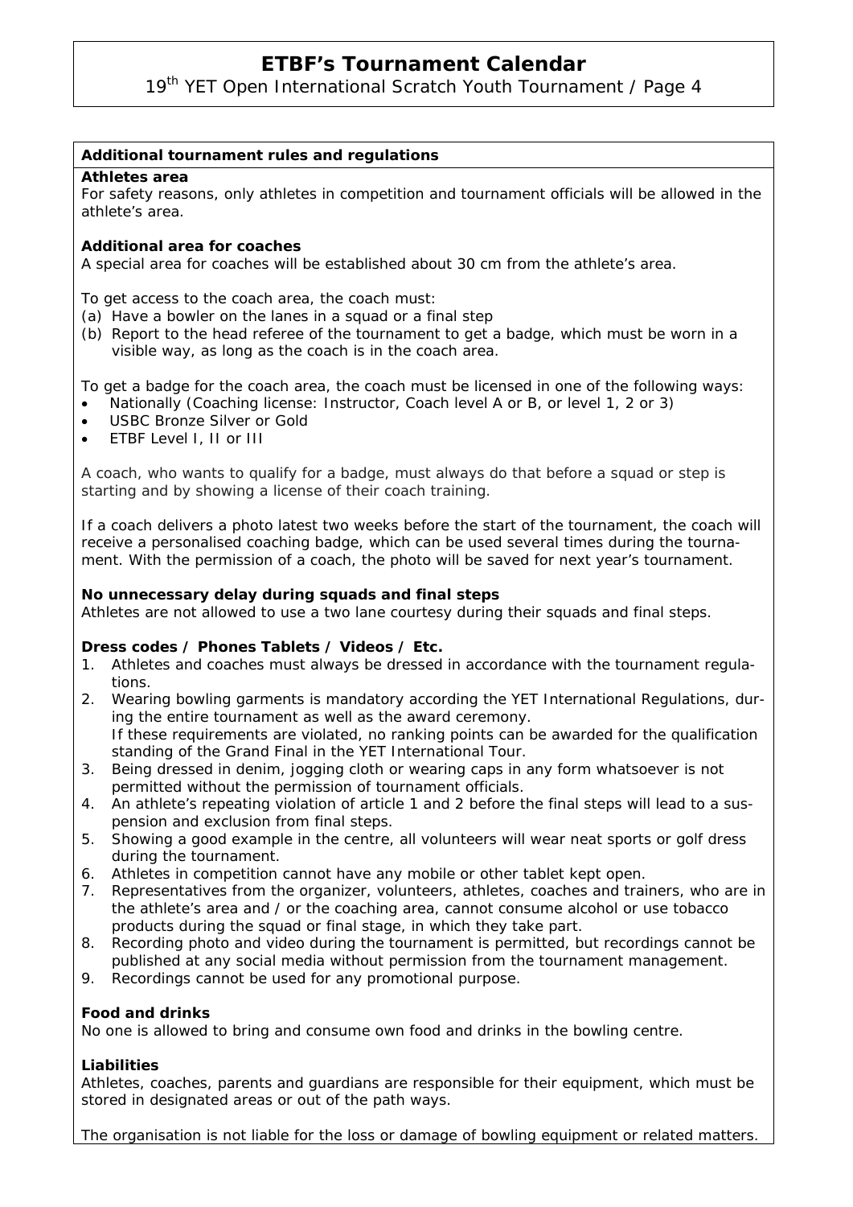## Additional tournament rules and regulations

**Athletes area**

For safety reasons, only athletes in competition and tournament officials will be allowed in the athlete's area.

**Additional area for coaches**

A special area for coaches will be established about 30 cm from the athlete's area.

To get access to the coach area, the coach must:

(a) Have a bowler on the lanes in a squad or a final step
(b) Report to the head referee of the tournament to get a badge, which must be worn in a visible way, as long as the coach is in the coach area.

To get a badge for the coach area, the coach must be licensed in one of the following ways:

- Nationally (Coaching license: Instructor, Coach level A or B, or level 1, 2 or 3)
- USBC Bronze Silver or Gold
- ETBF Level I, II or III

A coach, who wants to qualify for a badge, must always do that before a squad or step is starting and by showing a license of their coach training.

If a coach delivers a photo latest two weeks before the start of the tournament, the coach will receive a personalised coaching badge, which can be used several times during the tournament. With the permission of a coach, the photo will be saved for next year's tournament.

**No unnecessary delay during squads and final steps**

Athletes are not allowed to use a two lane courtesy during their squads and final steps.

**Dress codes / Phones Tablets / Videos / Etc.**

1. Athletes and coaches must always be dressed in accordance with the tournament regulations.
2. Wearing bowling garments is mandatory according the YET International Regulations, during the entire tournament as well as the award ceremony.
   If these requirements are violated, no ranking points can be awarded for the qualification standing of the Grand Final in the YET International Tour.
3. Being dressed in denim, jogging cloth or wearing caps in any form whatsoever is not permitted without the permission of tournament officials.
4. An athlete's repeating violation of article 1 and 2 before the final steps will lead to a suspension and exclusion from final steps.
5. Showing a good example in the centre, all volunteers will wear neat sports or golf dress during the tournament.
6. Athletes in competition cannot have any mobile or other tablet kept open.
7. Representatives from the organizer, volunteers, athletes, coaches and trainers, who are in the athlete's area and / or the coaching area, cannot consume alcohol or use tobacco products during the squad or final stage, in which they take part.
8. Recording photo and video during the tournament is permitted, but recordings cannot be published at any social media without permission from the tournament management.
9. Recordings cannot be used for any promotional purpose.

**Food and drinks**

No one is allowed to bring and consume own food and drinks in the bowling centre.

**Liabilities**

Athletes, coaches, parents and guardians are responsible for their equipment, which must be stored in designated areas or out of the path ways.

The organisation is not liable for the loss or damage of bowling equipment or related matters.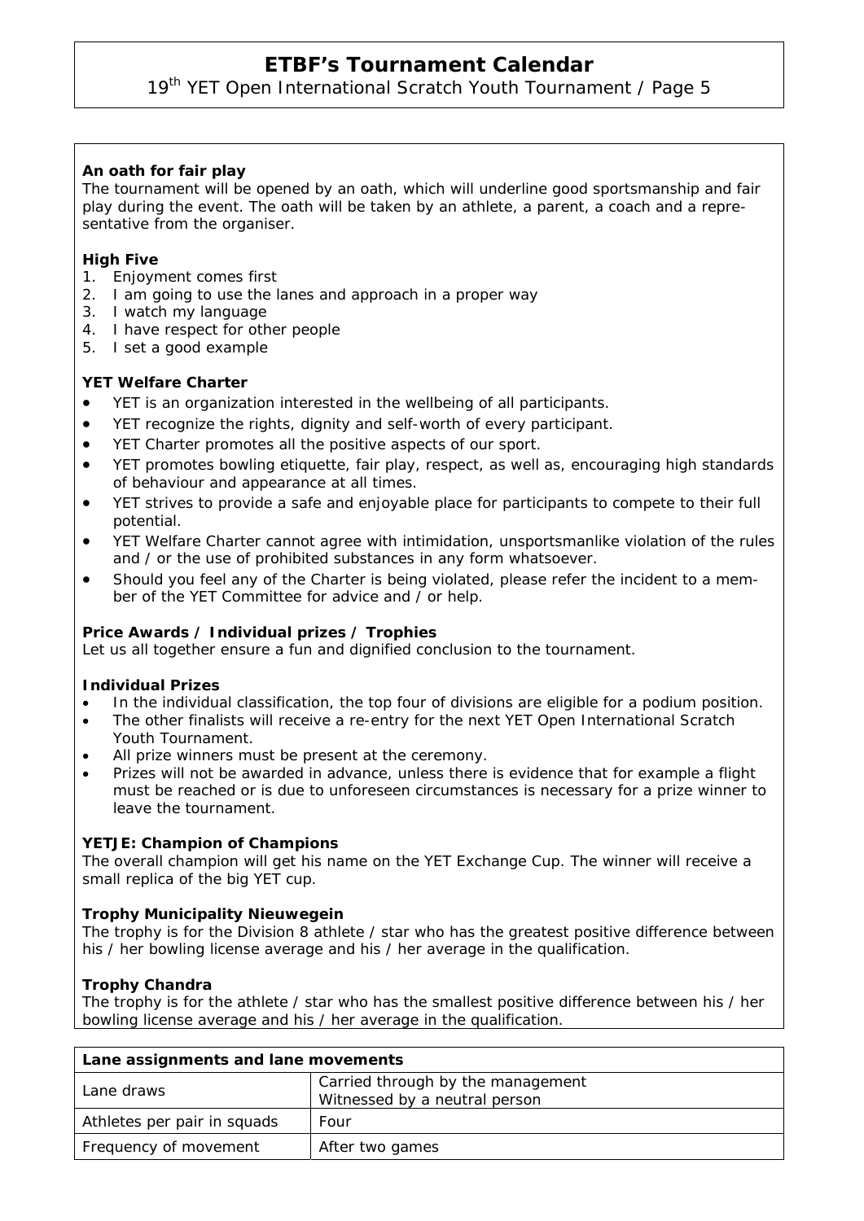**An oath for fair play**

The tournament will be opened by an oath, which will underline good sportsmanship and fair play during the event. The oath will be taken by an athlete, a parent, a coach and a representative from the organiser.

**High Five**

1. Enjoyment comes first
2. I am going to use the lanes and approach in a proper way
3. I watch my language
4. I have respect for other people
5. I set a good example

**YET Welfare Charter**

- YET is an organization interested in the wellbeing of all participants.
- YET recognize the rights, dignity and self-worth of every participant.
- YET Charter promotes all the positive aspects of our sport.
- YET promotes bowling etiquette, fair play, respect, as well as, encouraging high standards of behaviour and appearance at all times.
- YET strives to provide a safe and enjoyable place for participants to compete to their full potential.
- YET Welfare Charter cannot agree with intimidation, unsportsmanlike violation of the rules and / or the use of prohibited substances in any form whatsoever.
- Should you feel any of the Charter is being violated, please refer the incident to a member of the YET Committee for advice and / or help.

**Price Awards / Individual prizes / Trophies**

Let us all together ensure a fun and dignified conclusion to the tournament.

**Individual Prizes**

- In the individual classification, the top four of divisions are eligible for a podium position.
- The other finalists will receive a re-entry for the next YET Open International Scratch Youth Tournament.
- All prize winners must be present at the ceremony.
- Prizes will not be awarded in advance, unless there is evidence that for example a flight must be reached or is due to unforeseen circumstances is necessary for a prize winner to leave the tournament.

**YETJE: Champion of Champions**

The overall champion will get his name on the YET Exchange Cup. The winner will receive a small replica of the big YET cup.

**Trophy Municipality Nieuwegein**

The trophy is for the Division 8 athlete / star who has the greatest positive difference between his / her bowling license average and his / her average in the qualification.

**Trophy Chandra**

The trophy is for the athlete / star who has the smallest positive difference between his / her bowling license average and his / her average in the qualification.

| Lane assignments and lane movements | |
|---|---|
| Lane draws | Carried through by the management<br>Witnessed by a neutral person |
| Athletes per pair in squads | Four |
| Frequency of movement | After two games |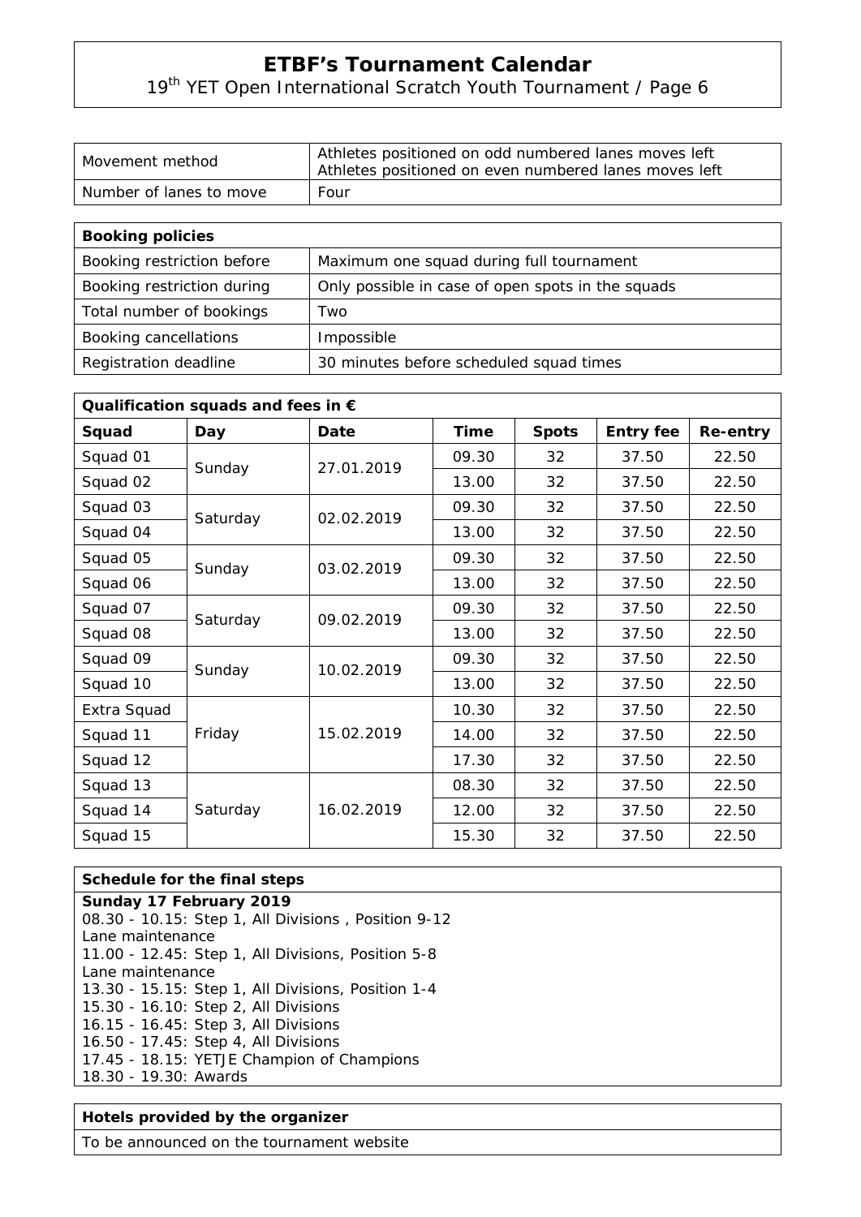| | |
|---|---|
| Movement method | Athletes positioned on odd numbered lanes moves left<br>Athletes positioned on even numbered lanes moves left |
| Number of lanes to move | Four |

| **Booking policies** | |
|---|---|
| Booking restriction before | Maximum one squad during full tournament |
| Booking restriction during | Only possible in case of open spots in the squads |
| Total number of bookings | Two |
| Booking cancellations | Impossible |
| Registration deadline | 30 minutes before scheduled squad times |

**Qualification squads and fees in €**

| Squad | Day | Date | Time | Spots | Entry fee | Re-entry |
|---|---|---|---|---|---|---|
| Squad 01 | Sunday | 27.01.2019 | 09.30 | 32 | 37.50 | 22.50 |
| Squad 02 | | | 13.00 | 32 | 37.50 | 22.50 |
| Squad 03 | Saturday | 02.02.2019 | 09.30 | 32 | 37.50 | 22.50 |
| Squad 04 | | | 13.00 | 32 | 37.50 | 22.50 |
| Squad 05 | Sunday | 03.02.2019 | 09.30 | 32 | 37.50 | 22.50 |
| Squad 06 | | | 13.00 | 32 | 37.50 | 22.50 |
| Squad 07 | Saturday | 09.02.2019 | 09.30 | 32 | 37.50 | 22.50 |
| Squad 08 | | | 13.00 | 32 | 37.50 | 22.50 |
| Squad 09 | Sunday | 10.02.2019 | 09.30 | 32 | 37.50 | 22.50 |
| Squad 10 | | | 13.00 | 32 | 37.50 | 22.50 |
| Extra Squad | Friday | 15.02.2019 | 10.30 | 32 | 37.50 | 22.50 |
| Squad 11 | | | 14.00 | 32 | 37.50 | 22.50 |
| Squad 12 | | | 17.30 | 32 | 37.50 | 22.50 |
| Squad 13 | Saturday | 16.02.2019 | 08.30 | 32 | 37.50 | 22.50 |
| Squad 14 | | | 12.00 | 32 | 37.50 | 22.50 |
| Squad 15 | | | 15.30 | 32 | 37.50 | 22.50 |

**Schedule for the final steps**

**Sunday 17 February 2019**
08.30 - 10.15: Step 1, All Divisions , Position 9-12
Lane maintenance
11.00 - 12.45: Step 1, All Divisions, Position 5-8
Lane maintenance
13.30 - 15.15: Step 1, All Divisions, Position 1-4
15.30 - 16.10: Step 2, All Divisions
16.15 - 16.45: Step 3, All Divisions
16.50 - 17.45: Step 4, All Divisions
17.45 - 18.15: YETJE Champion of Champions
18.30 - 19.30: Awards

**Hotels provided by the organizer**

To be announced on the tournament website